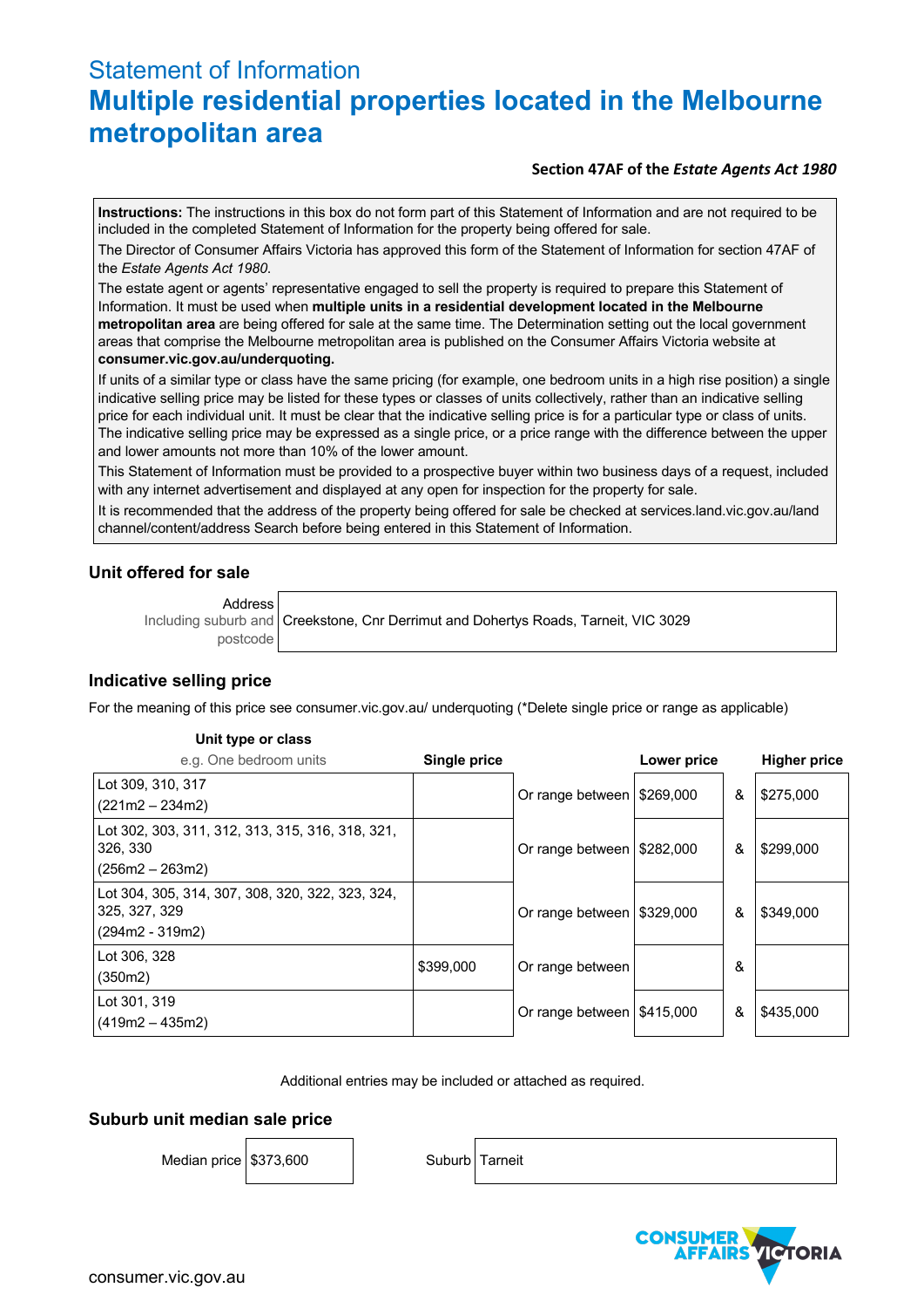# Statement of Information

# Multiple residential properties located in the Melbourne metropolitan area

**Section 47AF of the *Estate Agents Act 1980***

**Instructions:** The instructions in this box do not form part of this Statement of Information and are not required to be included in the completed Statement of Information for the property being offered for sale.

The Director of Consumer Affairs Victoria has approved this form of the Statement of Information for section 47AF of the *Estate Agents Act 1980*.

The estate agent or agents' representative engaged to sell the property is required to prepare this Statement of Information. It must be used when **multiple units in a residential development located in the Melbourne metropolitan area** are being offered for sale at the same time. The Determination setting out the local government areas that comprise the Melbourne metropolitan area is published on the Consumer Affairs Victoria website at **consumer.vic.gov.au/underquoting.**

If units of a similar type or class have the same pricing (for example, one bedroom units in a high rise position) a single indicative selling price may be listed for these types or classes of units collectively, rather than an indicative selling price for each individual unit. It must be clear that the indicative selling price is for a particular type or class of units. The indicative selling price may be expressed as a single price, or a price range with the difference between the upper and lower amounts not more than 10% of the lower amount.

This Statement of Information must be provided to a prospective buyer within two business days of a request, included with any internet advertisement and displayed at any open for inspection for the property for sale.

It is recommended that the address of the property being offered for sale be checked at services.land.vic.gov.au/land channel/content/address Search before being entered in this Statement of Information.

## Unit offered for sale

| Address Including suburb and postcode | Creekstone, Cnr Derrimut and Dohertys Roads, Tarneit, VIC 3029 |
|---|---|

## Indicative selling price

For the meaning of this price see consumer.vic.gov.au/ underquoting (*Delete single price or range as applicable)

| Unit type or class e.g. One bedroom units | Single price | | Lower price | | Higher price |
|---|---|---|---|---|---|
| Lot 309, 310, 317 (221m2 – 234m2) | | Or range between | $269,000 | & | $275,000 |
| Lot 302, 303, 311, 312, 313, 315, 316, 318, 321, 326, 330 (256m2 – 263m2) | | Or range between | $282,000 | & | $299,000 |
| Lot 304, 305, 314, 307, 308, 320, 322, 323, 324, 325, 327, 329 (294m2 - 319m2) | | Or range between | $329,000 | & | $349,000 |
| Lot 306, 328 (350m2) | $399,000 | Or range between | | & | |
| Lot 301, 319 (419m2 – 435m2) | | Or range between | $415,000 | & | $435,000 |

Additional entries may be included or attached as required.

## Suburb unit median sale price

| Median price | $373,600 | Suburb | Tarneit |
|---|---|---|---|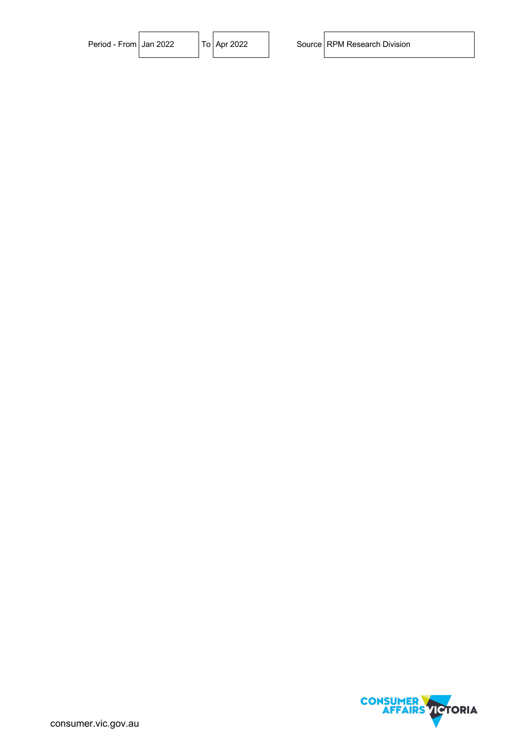| Period - From | Jan 2022 | To | Apr 2022 | Source | RPM Research Division |
| --- | --- | --- | --- | --- | --- |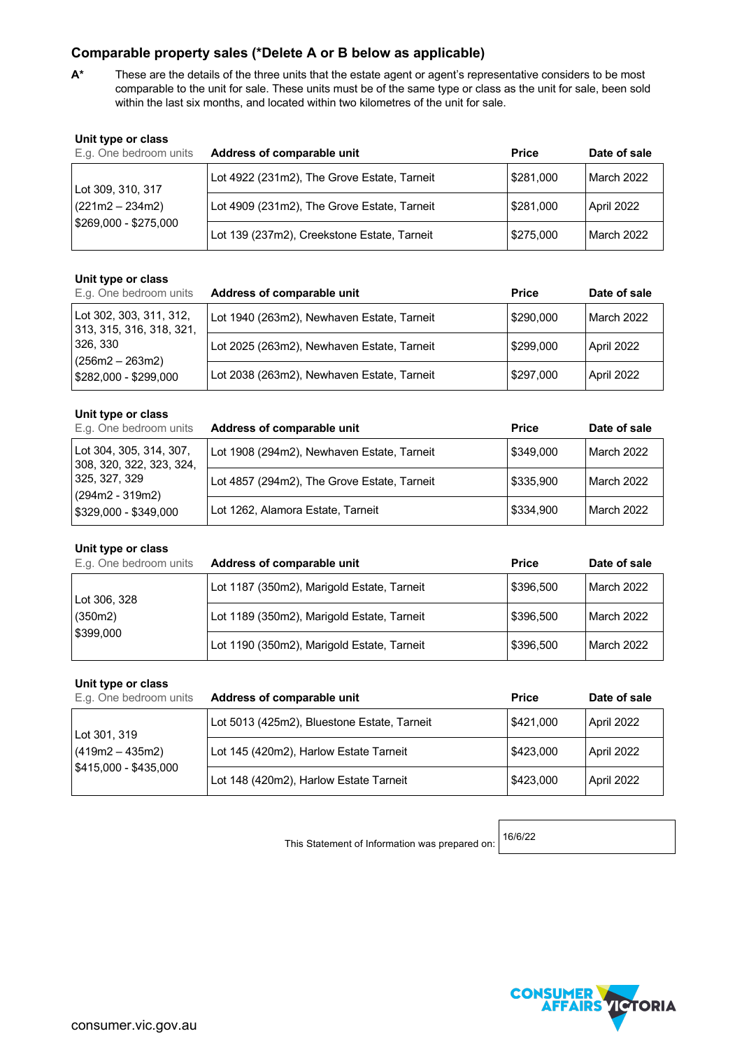## Comparable property sales (*Delete A or B below as applicable)

**A*** These are the details of the three units that the estate agent or agent's representative considers to be most comparable to the unit for sale. These units must be of the same type or class as the unit for sale, been sold within the last six months, and located within two kilometres of the unit for sale.

| Unit type or class<br>E.g. One bedroom units | Address of comparable unit | Price | Date of sale |
|---|---|---|---|
| Lot 309, 310, 317<br>(221m2 – 234m2)<br>$269,000 - $275,000 | Lot 4922 (231m2), The Grove Estate, Tarneit | $281,000 | March 2022 |
| | Lot 4909 (231m2), The Grove Estate, Tarneit | $281,000 | April 2022 |
| | Lot 139 (237m2), Creekstone Estate, Tarneit | $275,000 | March 2022 |

| Unit type or class<br>E.g. One bedroom units | Address of comparable unit | Price | Date of sale |
|---|---|---|---|
| Lot 302, 303, 311, 312, 313, 315, 316, 318, 321, 326, 330<br>(256m2 – 263m2)<br>$282,000 - $299,000 | Lot 1940 (263m2), Newhaven Estate, Tarneit | $290,000 | March 2022 |
| | Lot 2025 (263m2), Newhaven Estate, Tarneit | $299,000 | April 2022 |
| | Lot 2038 (263m2), Newhaven Estate, Tarneit | $297,000 | April 2022 |

| Unit type or class<br>E.g. One bedroom units | Address of comparable unit | Price | Date of sale |
|---|---|---|---|
| Lot 304, 305, 314, 307, 308, 320, 322, 323, 324, 325, 327, 329<br>(294m2 - 319m2)<br>$329,000 - $349,000 | Lot 1908 (294m2), Newhaven Estate, Tarneit | $349,000 | March 2022 |
| | Lot 4857 (294m2), The Grove Estate, Tarneit | $335,900 | March 2022 |
| | Lot 1262, Alamora Estate, Tarneit | $334,900 | March 2022 |

| Unit type or class<br>E.g. One bedroom units | Address of comparable unit | Price | Date of sale |
|---|---|---|---|
| Lot 306, 328<br>(350m2)<br>$399,000 | Lot 1187 (350m2), Marigold Estate, Tarneit | $396,500 | March 2022 |
| | Lot 1189 (350m2), Marigold Estate, Tarneit | $396,500 | March 2022 |
| | Lot 1190 (350m2), Marigold Estate, Tarneit | $396,500 | March 2022 |

| Unit type or class<br>E.g. One bedroom units | Address of comparable unit | Price | Date of sale |
|---|---|---|---|
| Lot 301, 319<br>(419m2 – 435m2)<br>$415,000 - $435,000 | Lot 5013 (425m2), Bluestone Estate, Tarneit | $421,000 | April 2022 |
| | Lot 145 (420m2), Harlow Estate Tarneit | $423,000 | April 2022 |
| | Lot 148 (420m2), Harlow Estate Tarneit | $423,000 | April 2022 |

This Statement of Information was prepared on: 16/6/22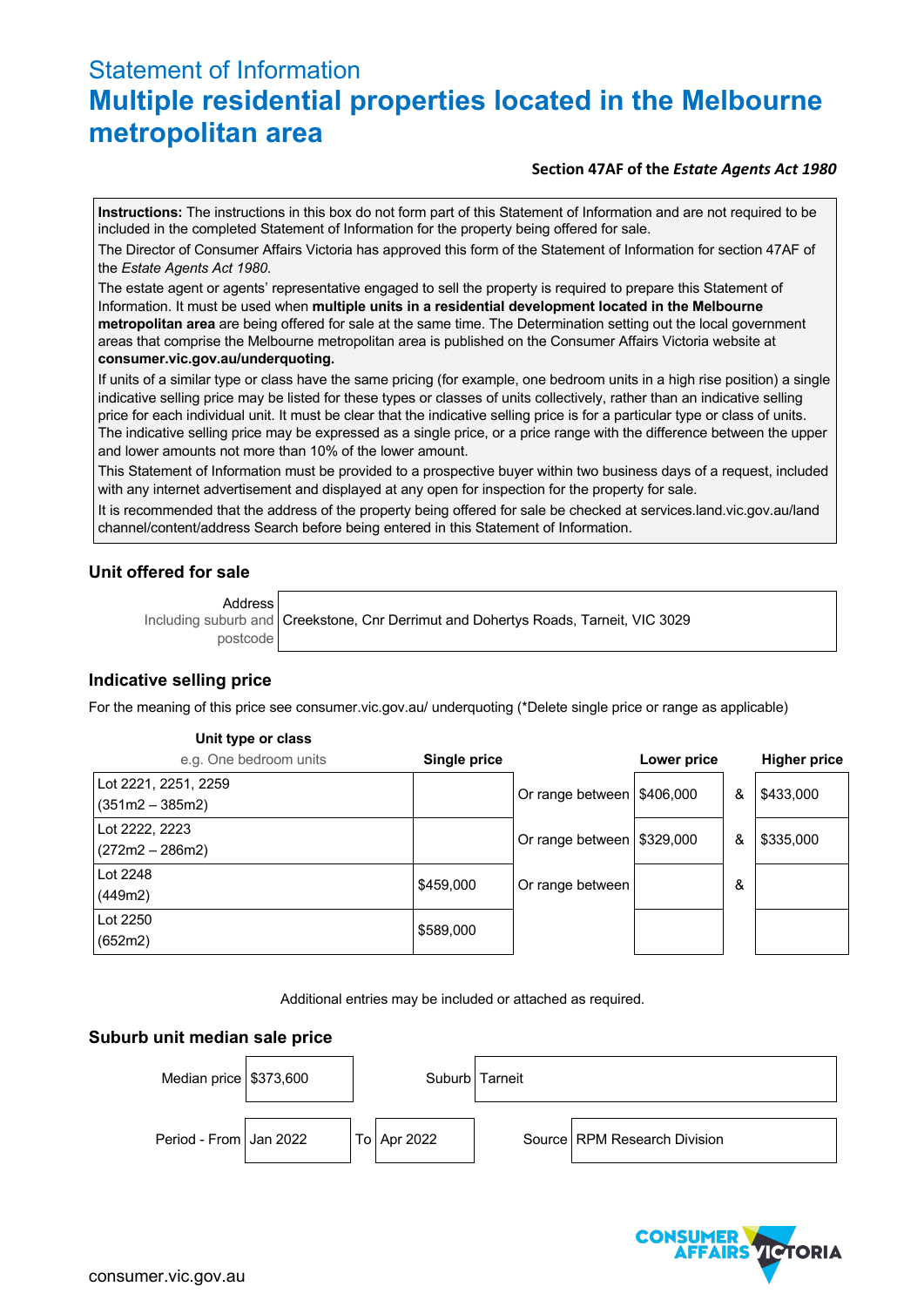# Statement of Information

# Multiple residential properties located in the Melbourne metropolitan area

**Section 47AF of the *Estate Agents Act 1980***

**Instructions:** The instructions in this box do not form part of this Statement of Information and are not required to be included in the completed Statement of Information for the property being offered for sale.

The Director of Consumer Affairs Victoria has approved this form of the Statement of Information for section 47AF of the *Estate Agents Act 1980*.

The estate agent or agents' representative engaged to sell the property is required to prepare this Statement of Information. It must be used when **multiple units in a residential development located in the Melbourne metropolitan area** are being offered for sale at the same time. The Determination setting out the local government areas that comprise the Melbourne metropolitan area is published on the Consumer Affairs Victoria website at **consumer.vic.gov.au/underquoting.**

If units of a similar type or class have the same pricing (for example, one bedroom units in a high rise position) a single indicative selling price may be listed for these types or classes of units collectively, rather than an indicative selling price for each individual unit. It must be clear that the indicative selling price is for a particular type or class of units. The indicative selling price may be expressed as a single price, or a price range with the difference between the upper and lower amounts not more than 10% of the lower amount.

This Statement of Information must be provided to a prospective buyer within two business days of a request, included with any internet advertisement and displayed at any open for inspection for the property for sale.

It is recommended that the address of the property being offered for sale be checked at services.land.vic.gov.au/land channel/content/address Search before being entered in this Statement of Information.

## Unit offered for sale

| Address Including suburb and postcode | Creekstone, Cnr Derrimut and Dohertys Roads, Tarneit, VIC 3029 |
|---|---|

## Indicative selling price

For the meaning of this price see consumer.vic.gov.au/ underquoting (*Delete single price or range as applicable)

| Unit type or class e.g. One bedroom units | Single price | | Lower price | | Higher price |
|---|---|---|---|---|---|
| Lot 2221, 2251, 2259 (351m2 – 385m2) | | Or range between | $406,000 | & | $433,000 |
| Lot 2222, 2223 (272m2 – 286m2) | | Or range between | $329,000 | & | $335,000 |
| Lot 2248 (449m2) | $459,000 | Or range between | | & | |
| Lot 2250 (652m2) | $589,000 | | | | |

Additional entries may be included or attached as required.

## Suburb unit median sale price

| Median price | $373,600 | | Suburb | Tarneit |
|---|---|---|---|---|
| Period - From | Jan 2022 | To Apr 2022 | Source | RPM Research Division |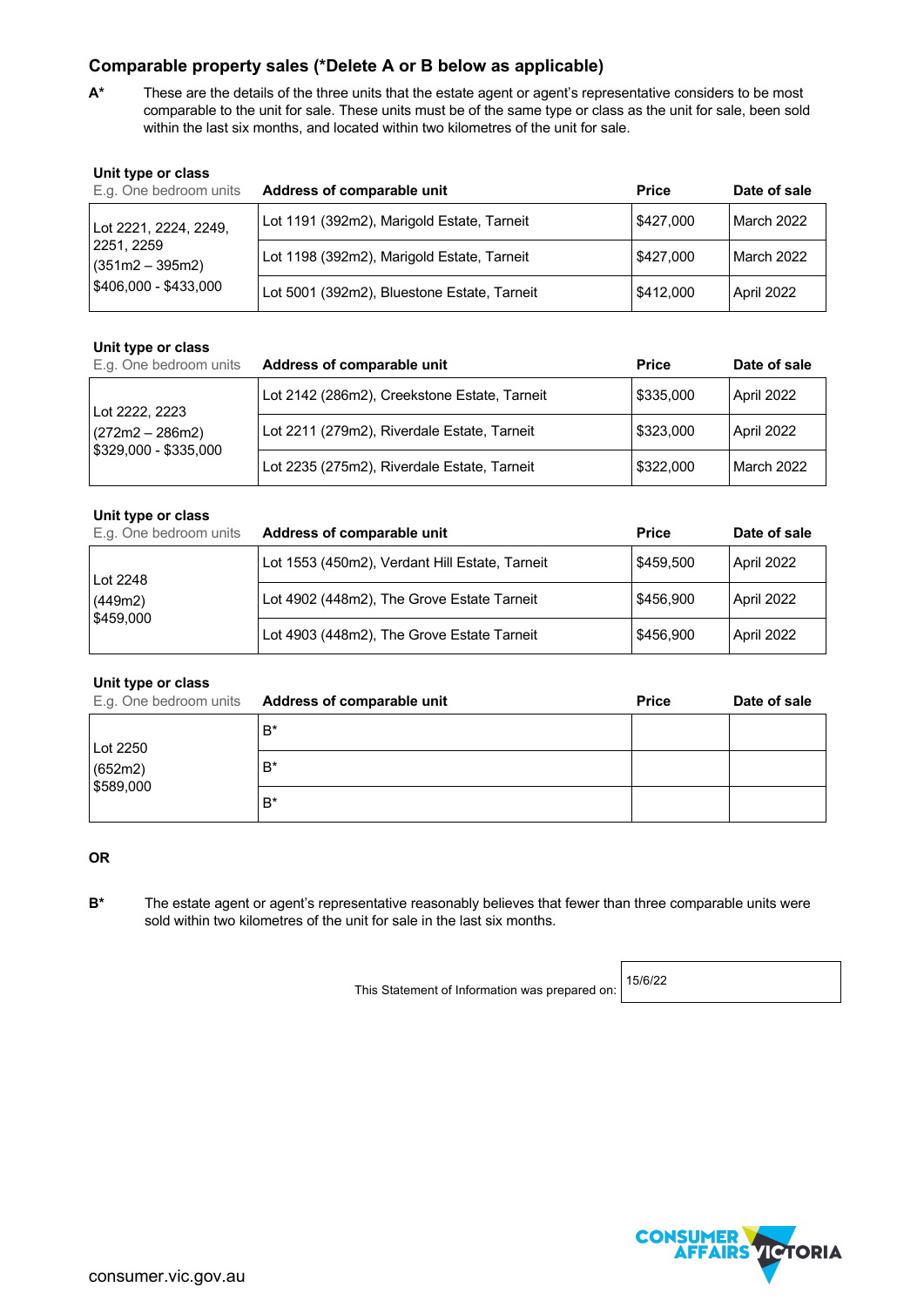## Comparable property sales (*Delete A or B below as applicable)

**A*** These are the details of the three units that the estate agent or agent's representative considers to be most comparable to the unit for sale. These units must be of the same type or class as the unit for sale, been sold within the last six months, and located within two kilometres of the unit for sale.

| **Unit type or class** E.g. One bedroom units | **Address of comparable unit** | **Price** | **Date of sale** |
|---|---|---|---|
| Lot 2221, 2224, 2249, 2251, 2259 (351m2 – 395m2) $406,000 - $433,000 | Lot 1191 (392m2), Marigold Estate, Tarneit | $427,000 | March 2022 |
| | Lot 1198 (392m2), Marigold Estate, Tarneit | $427,000 | March 2022 |
| | Lot 5001 (392m2), Bluestone Estate, Tarneit | $412,000 | April 2022 |

| **Unit type or class** E.g. One bedroom units | **Address of comparable unit** | **Price** | **Date of sale** |
|---|---|---|---|
| Lot 2222, 2223 (272m2 – 286m2) $329,000 - $335,000 | Lot 2142 (286m2), Creekstone Estate, Tarneit | $335,000 | April 2022 |
| | Lot 2211 (279m2), Riverdale Estate, Tarneit | $323,000 | April 2022 |
| | Lot 2235 (275m2), Riverdale Estate, Tarneit | $322,000 | March 2022 |

| **Unit type or class** E.g. One bedroom units | **Address of comparable unit** | **Price** | **Date of sale** |
|---|---|---|---|
| Lot 2248 (449m2) $459,000 | Lot 1553 (450m2), Verdant Hill Estate, Tarneit | $459,500 | April 2022 |
| | Lot 4902 (448m2), The Grove Estate Tarneit | $456,900 | April 2022 |
| | Lot 4903 (448m2), The Grove Estate Tarneit | $456,900 | April 2022 |

| **Unit type or class** E.g. One bedroom units | **Address of comparable unit** | **Price** | **Date of sale** |
|---|---|---|---|
| Lot 2250 (652m2) $589,000 | B* | | |
| | B* | | |
| | B* | | |

**OR**

**B*** The estate agent or agent's representative reasonably believes that fewer than three comparable units were sold within two kilometres of the unit for sale in the last six months.

This Statement of Information was prepared on: 15/6/22

consumer.vic.gov.au